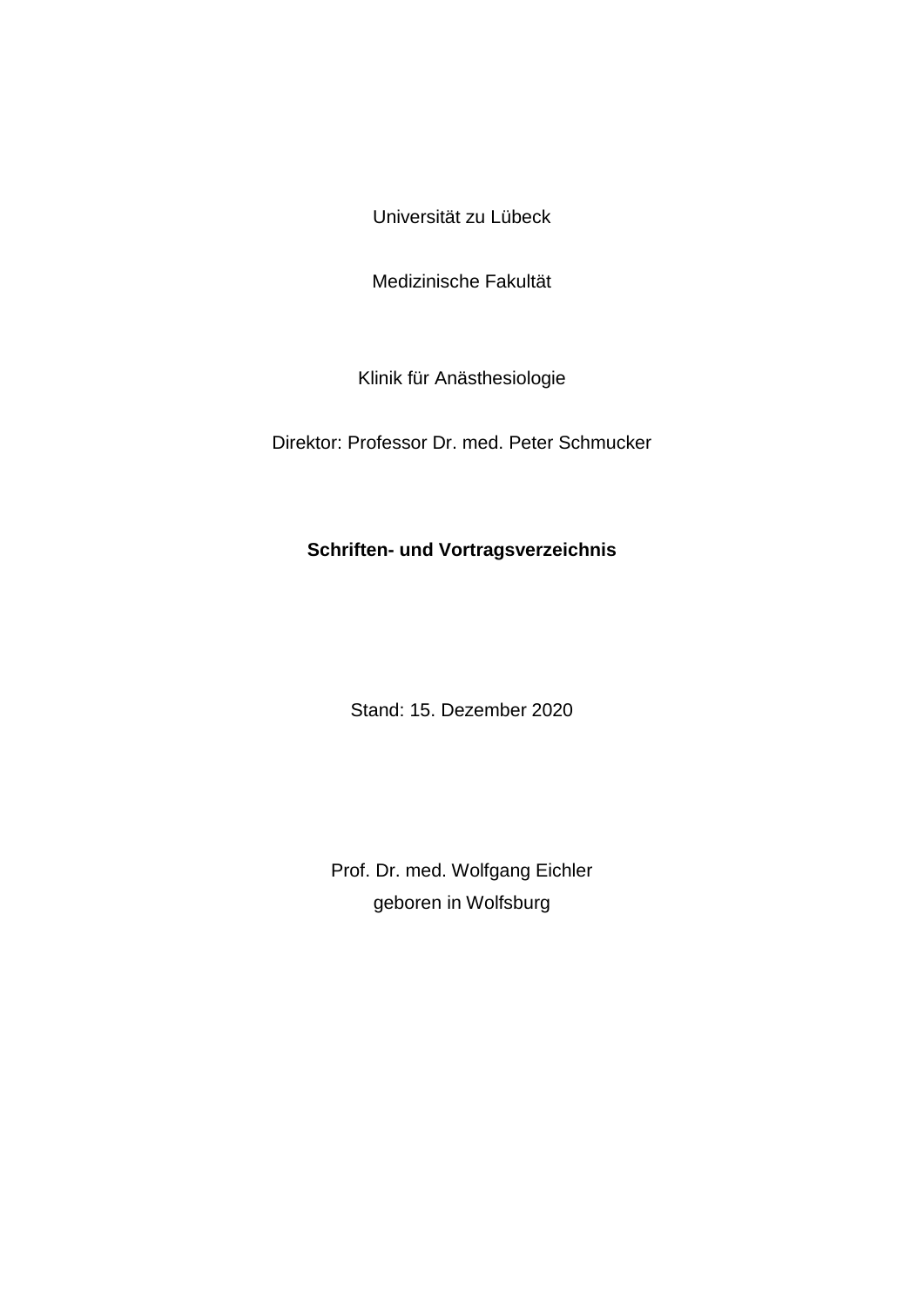Universität zu Lübeck

Medizinische Fakultät

Klinik für Anästhesiologie

Direktor: Professor Dr. med. Peter Schmucker

**Schriften- und Vortragsverzeichnis**

Stand: 15. Dezember 2020

Prof. Dr. med. Wolfgang Eichler
geboren in Wolfsburg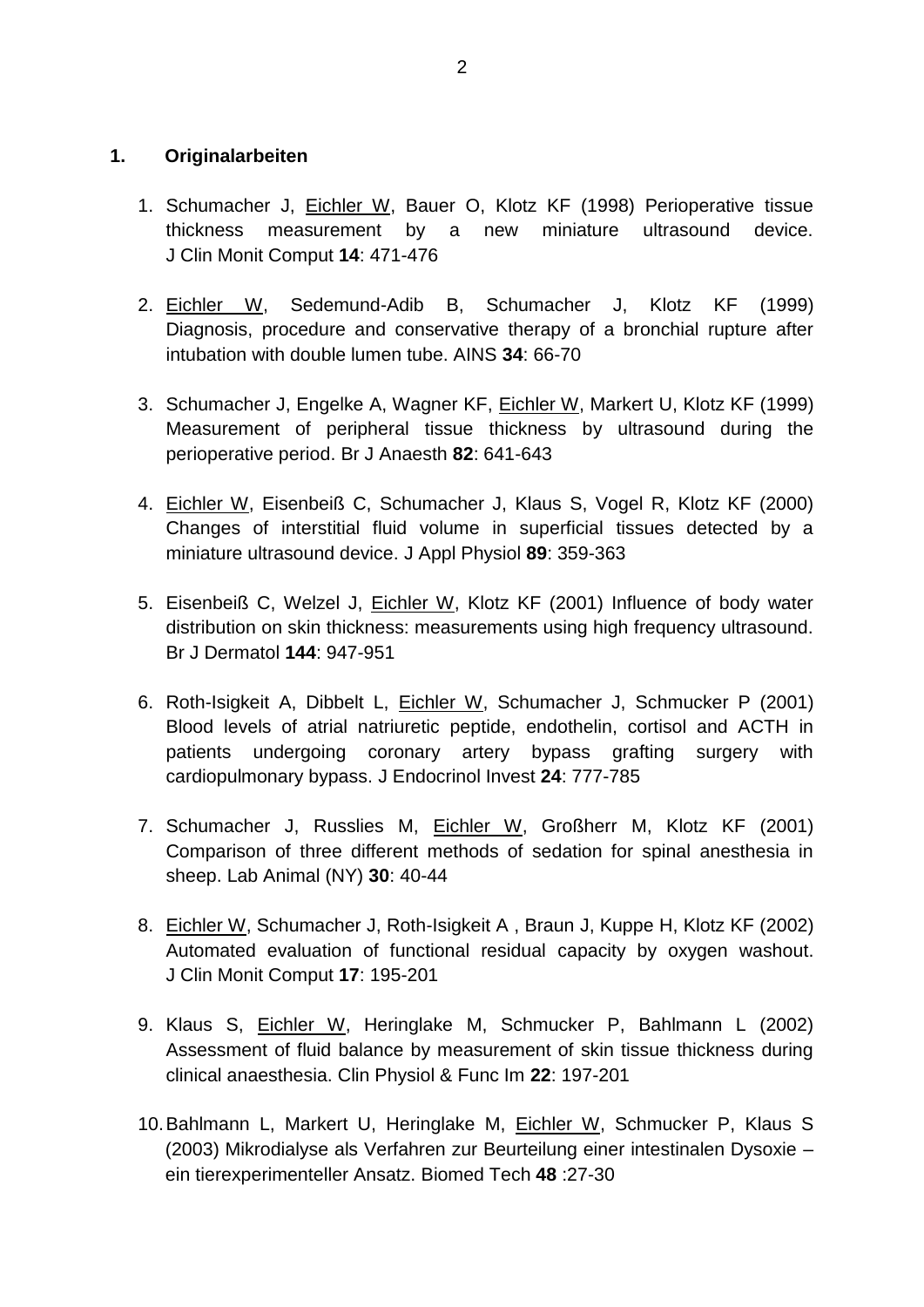## 1. Originalarbeiten

1. Schumacher J, <u>Eichler W</u>, Bauer O, Klotz KF (1998) Perioperative tissue thickness measurement by a new miniature ultrasound device. J Clin Monit Comput **14**: 471-476

2. <u>Eichler W</u>, Sedemund-Adib B, Schumacher J, Klotz KF (1999) Diagnosis, procedure and conservative therapy of a bronchial rupture after intubation with double lumen tube. AINS **34**: 66-70

3. Schumacher J, Engelke A, Wagner KF, <u>Eichler W</u>, Markert U, Klotz KF (1999) Measurement of peripheral tissue thickness by ultrasound during the perioperative period. Br J Anaesth **82**: 641-643

4. <u>Eichler W</u>, Eisenbeiß C, Schumacher J, Klaus S, Vogel R, Klotz KF (2000) Changes of interstitial fluid volume in superficial tissues detected by a miniature ultrasound device. J Appl Physiol **89**: 359-363

5. Eisenbeiß C, Welzel J, <u>Eichler W</u>, Klotz KF (2001) Influence of body water distribution on skin thickness: measurements using high frequency ultrasound. Br J Dermatol **144**: 947-951

6. Roth-Isigkeit A, Dibbelt L, <u>Eichler W</u>, Schumacher J, Schmucker P (2001) Blood levels of atrial natriuretic peptide, endothelin, cortisol and ACTH in patients undergoing coronary artery bypass grafting surgery with cardiopulmonary bypass. J Endocrinol Invest **24**: 777-785

7. Schumacher J, Russlies M, <u>Eichler W</u>, Großherr M, Klotz KF (2001) Comparison of three different methods of sedation for spinal anesthesia in sheep. Lab Animal (NY) **30**: 40-44

8. <u>Eichler W</u>, Schumacher J, Roth-Isigkeit A , Braun J, Kuppe H, Klotz KF (2002) Automated evaluation of functional residual capacity by oxygen washout. J Clin Monit Comput **17**: 195-201

9. Klaus S, <u>Eichler W</u>, Heringlake M, Schmucker P, Bahlmann L (2002) Assessment of fluid balance by measurement of skin tissue thickness during clinical anaesthesia. Clin Physiol & Func Im **22**: 197-201

10. Bahlmann L, Markert U, Heringlake M, <u>Eichler W</u>, Schmucker P, Klaus S (2003) Mikrodialyse als Verfahren zur Beurteilung einer intestinalen Dysoxie – ein tierexperimenteller Ansatz. Biomed Tech **48** :27-30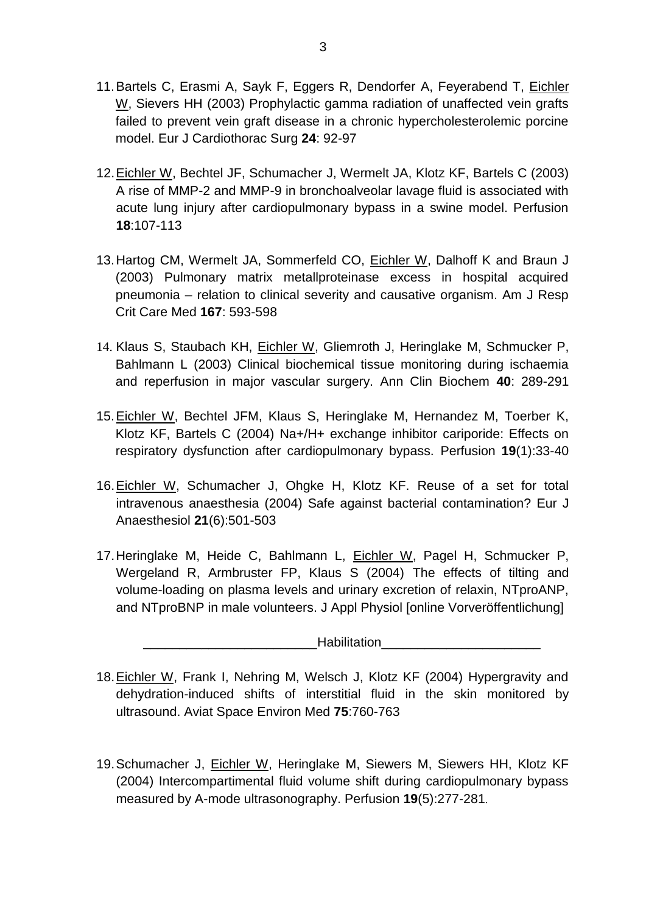11. Bartels C, Erasmi A, Sayk F, Eggers R, Dendorfer A, Feyerabend T, Eichler W, Sievers HH (2003) Prophylactic gamma radiation of unaffected vein grafts failed to prevent vein graft disease in a chronic hypercholesterolemic porcine model. Eur J Cardiothorac Surg **24**: 92-97

12. Eichler W, Bechtel JF, Schumacher J, Wermelt JA, Klotz KF, Bartels C (2003) A rise of MMP-2 and MMP-9 in bronchoalveolar lavage fluid is associated with acute lung injury after cardiopulmonary bypass in a swine model. Perfusion **18**:107-113

13. Hartog CM, Wermelt JA, Sommerfeld CO, Eichler W, Dalhoff K and Braun J (2003) Pulmonary matrix metallproteinase excess in hospital acquired pneumonia – relation to clinical severity and causative organism. Am J Resp Crit Care Med **167**: 593-598

14. Klaus S, Staubach KH, Eichler W, Gliemroth J, Heringlake M, Schmucker P, Bahlmann L (2003) Clinical biochemical tissue monitoring during ischaemia and reperfusion in major vascular surgery. Ann Clin Biochem **40**: 289-291

15. Eichler W, Bechtel JFM, Klaus S, Heringlake M, Hernandez M, Toerber K, Klotz KF, Bartels C (2004) Na+/H+ exchange inhibitor cariporide: Effects on respiratory dysfunction after cardiopulmonary bypass. Perfusion **19**(1):33-40

16. Eichler W, Schumacher J, Ohgke H, Klotz KF. Reuse of a set for total intravenous anaesthesia (2004) Safe against bacterial contamination? Eur J Anaesthesiol **21**(6):501-503

17. Heringlake M, Heide C, Bahlmann L, Eichler W, Pagel H, Schmucker P, Wergeland R, Armbruster FP, Klaus S (2004) The effects of tilting and volume-loading on plasma levels and urinary excretion of relaxin, NTproANP, and NTproBNP in male volunteers. J Appl Physiol [online Vorveröffentlichung]

________________________Habilitation______________________

18. Eichler W, Frank I, Nehring M, Welsch J, Klotz KF (2004) Hypergravity and dehydration-induced shifts of interstitial fluid in the skin monitored by ultrasound. Aviat Space Environ Med **75**:760-763

19. Schumacher J, Eichler W, Heringlake M, Siewers M, Siewers HH, Klotz KF (2004) Intercompartimental fluid volume shift during cardiopulmonary bypass measured by A-mode ultrasonography. Perfusion **19**(5):277-281.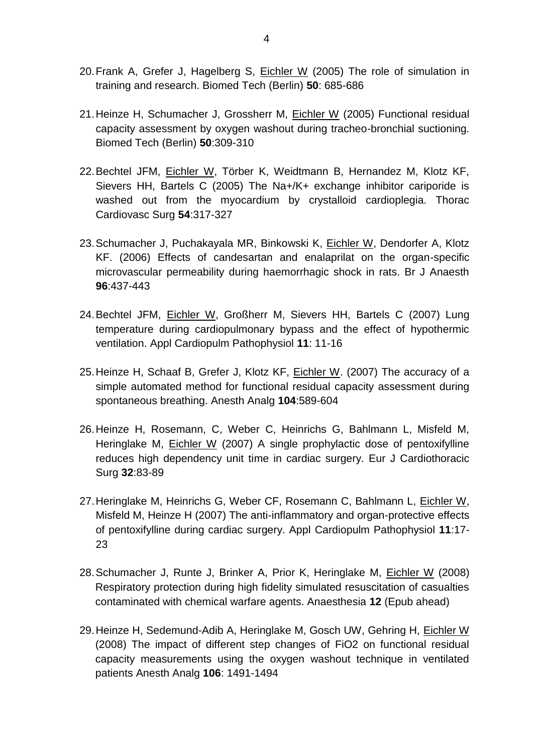20. Frank A, Grefer J, Hagelberg S, <u>Eichler W</u> (2005) The role of simulation in training and research. Biomed Tech (Berlin) **50**: 685-686

21. Heinze H, Schumacher J, Grossherr M, <u>Eichler W</u> (2005) Functional residual capacity assessment by oxygen washout during tracheo-bronchial suctioning. Biomed Tech (Berlin) **50**:309-310

22. Bechtel JFM, <u>Eichler W</u>, Törber K, Weidtmann B, Hernandez M, Klotz KF, Sievers HH, Bartels C (2005) The Na+/K+ exchange inhibitor cariporide is washed out from the myocardium by crystalloid cardioplegia. Thorac Cardiovasc Surg **54**:317-327

23. Schumacher J, Puchakayala MR, Binkowski K, <u>Eichler W</u>, Dendorfer A, Klotz KF. (2006) Effects of candesartan and enalaprilat on the organ-specific microvascular permeability during haemorrhagic shock in rats. Br J Anaesth **96**:437-443

24. Bechtel JFM, <u>Eichler W</u>, Großherr M, Sievers HH, Bartels C (2007) Lung temperature during cardiopulmonary bypass and the effect of hypothermic ventilation. Appl Cardiopulm Pathophysiol **11**: 11-16

25. Heinze H, Schaaf B, Grefer J, Klotz KF, <u>Eichler W</u>. (2007) The accuracy of a simple automated method for functional residual capacity assessment during spontaneous breathing. Anesth Analg **104**:589-604

26. Heinze H, Rosemann, C, Weber C, Heinrichs G, Bahlmann L, Misfeld M, Heringlake M, <u>Eichler W</u> (2007) A single prophylactic dose of pentoxifylline reduces high dependency unit time in cardiac surgery. Eur J Cardiothoracic Surg **32**:83-89

27. Heringlake M, Heinrichs G, Weber CF, Rosemann C, Bahlmann L, <u>Eichler W</u>, Misfeld M, Heinze H (2007) The anti-inflammatory and organ-protective effects of pentoxifylline during cardiac surgery. Appl Cardiopulm Pathophysiol **11**:17-23

28. Schumacher J, Runte J, Brinker A, Prior K, Heringlake M, <u>Eichler W</u> (2008) Respiratory protection during high fidelity simulated resuscitation of casualties contaminated with chemical warfare agents. Anaesthesia **12** (Epub ahead)

29. Heinze H, Sedemund-Adib A, Heringlake M, Gosch UW, Gehring H, <u>Eichler W</u> (2008) The impact of different step changes of FiO2 on functional residual capacity measurements using the oxygen washout technique in ventilated patients Anesth Analg **106**: 1491-1494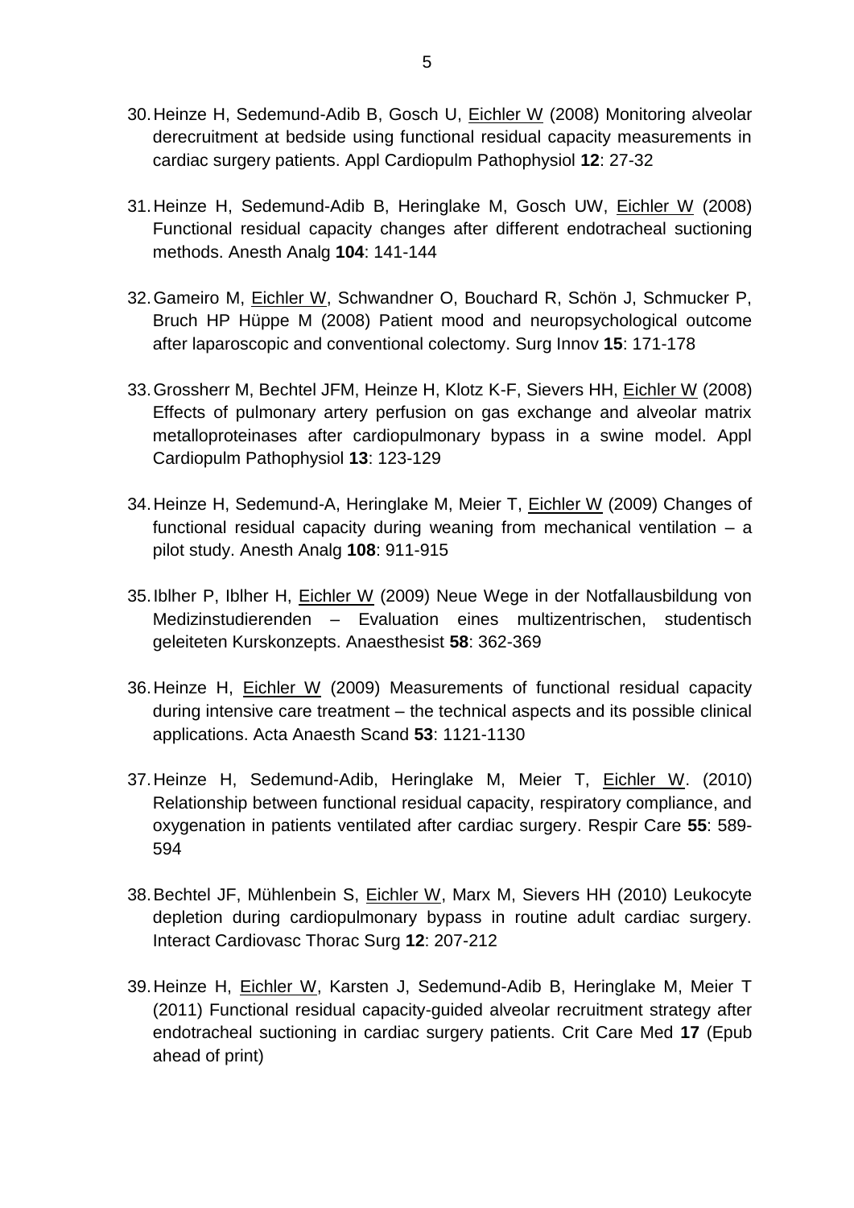30. Heinze H, Sedemund-Adib B, Gosch U, Eichler W (2008) Monitoring alveolar derecruitment at bedside using functional residual capacity measurements in cardiac surgery patients. Appl Cardiopulm Pathophysiol **12**: 27-32

31. Heinze H, Sedemund-Adib B, Heringlake M, Gosch UW, Eichler W (2008) Functional residual capacity changes after different endotracheal suctioning methods. Anesth Analg **104**: 141-144

32. Gameiro M, Eichler W, Schwandner O, Bouchard R, Schön J, Schmucker P, Bruch HP Hüppe M (2008) Patient mood and neuropsychological outcome after laparoscopic and conventional colectomy. Surg Innov **15**: 171-178

33. Grossherr M, Bechtel JFM, Heinze H, Klotz K-F, Sievers HH, Eichler W (2008) Effects of pulmonary artery perfusion on gas exchange and alveolar matrix metalloproteinases after cardiopulmonary bypass in a swine model. Appl Cardiopulm Pathophysiol **13**: 123-129

34. Heinze H, Sedemund-A, Heringlake M, Meier T, Eichler W (2009) Changes of functional residual capacity during weaning from mechanical ventilation – a pilot study. Anesth Analg **108**: 911-915

35. Iblher P, Iblher H, Eichler W (2009) Neue Wege in der Notfallausbildung von Medizinstudierenden – Evaluation eines multizentrischen, studentisch geleiteten Kurskonzepts. Anaesthesist **58**: 362-369

36. Heinze H, Eichler W (2009) Measurements of functional residual capacity during intensive care treatment – the technical aspects and its possible clinical applications. Acta Anaesth Scand **53**: 1121-1130

37. Heinze H, Sedemund-Adib, Heringlake M, Meier T, Eichler W. (2010) Relationship between functional residual capacity, respiratory compliance, and oxygenation in patients ventilated after cardiac surgery. Respir Care **55**: 589-594

38. Bechtel JF, Mühlenbein S, Eichler W, Marx M, Sievers HH (2010) Leukocyte depletion during cardiopulmonary bypass in routine adult cardiac surgery. Interact Cardiovasc Thorac Surg **12**: 207-212

39. Heinze H, Eichler W, Karsten J, Sedemund-Adib B, Heringlake M, Meier T (2011) Functional residual capacity-guided alveolar recruitment strategy after endotracheal suctioning in cardiac surgery patients. Crit Care Med **17** (Epub ahead of print)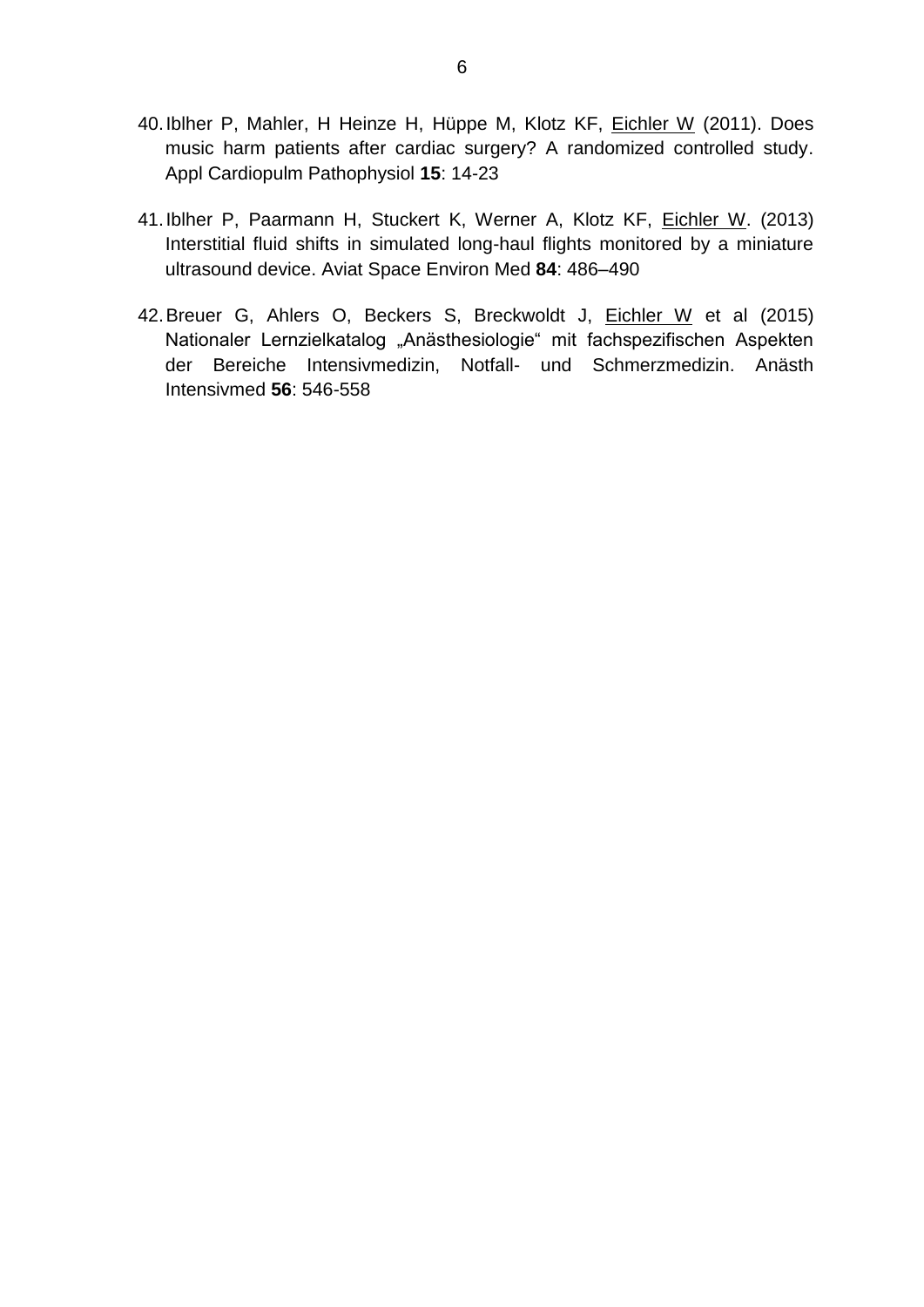40. Iblher P, Mahler, H Heinze H, Hüppe M, Klotz KF, <u>Eichler W</u> (2011). Does music harm patients after cardiac surgery? A randomized controlled study. Appl Cardiopulm Pathophysiol **15**: 14-23

41. Iblher P, Paarmann H, Stuckert K, Werner A, Klotz KF, <u>Eichler W</u>. (2013) Interstitial fluid shifts in simulated long-haul flights monitored by a miniature ultrasound device. Aviat Space Environ Med **84**: 486–490

42. Breuer G, Ahlers O, Beckers S, Breckwoldt J, <u>Eichler W</u> et al (2015) Nationaler Lernzielkatalog „Anästhesiologie“ mit fachspezifischen Aspekten der Bereiche Intensivmedizin, Notfall- und Schmerzmedizin. Anästh Intensivmed **56**: 546-558